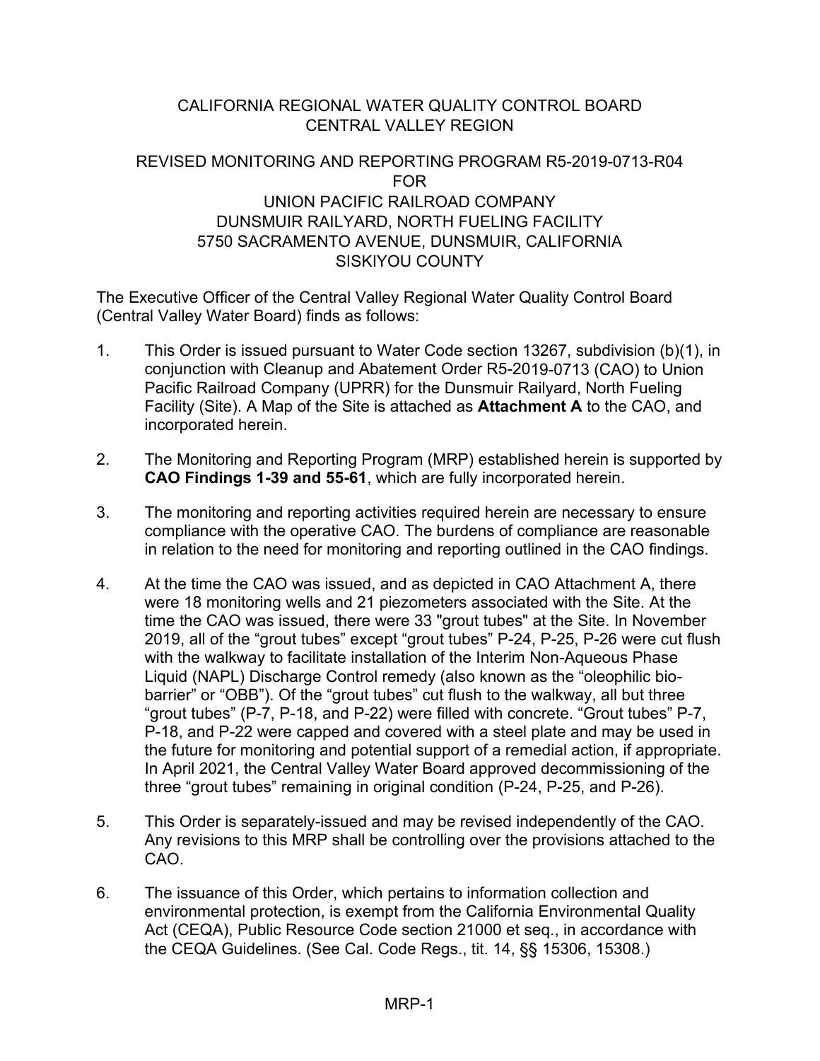# CALIFORNIA REGIONAL WATER QUALITY CONTROL BOARD
# CENTRAL VALLEY REGION

## REVISED MONITORING AND REPORTING PROGRAM R5-2019-0713-R04
## FOR
## UNION PACIFIC RAILROAD COMPANY
## DUNSMUIR RAILYARD, NORTH FUELING FACILITY
## 5750 SACRAMENTO AVENUE, DUNSMUIR, CALIFORNIA
## SISKIYOU COUNTY

The Executive Officer of the Central Valley Regional Water Quality Control Board (Central Valley Water Board) finds as follows:

1. This Order is issued pursuant to Water Code section 13267, subdivision (b)(1), in conjunction with Cleanup and Abatement Order R5-2019-0713 (CAO) to Union Pacific Railroad Company (UPRR) for the Dunsmuir Railyard, North Fueling Facility (Site). A Map of the Site is attached as **Attachment A** to the CAO, and incorporated herein.

2. The Monitoring and Reporting Program (MRP) established herein is supported by **CAO Findings 1-39 and 55-61**, which are fully incorporated herein.

3. The monitoring and reporting activities required herein are necessary to ensure compliance with the operative CAO. The burdens of compliance are reasonable in relation to the need for monitoring and reporting outlined in the CAO findings.

4. At the time the CAO was issued, and as depicted in CAO Attachment A, there were 18 monitoring wells and 21 piezometers associated with the Site. At the time the CAO was issued, there were 33 "grout tubes" at the Site. In November 2019, all of the "grout tubes" except "grout tubes" P-24, P-25, P-26 were cut flush with the walkway to facilitate installation of the Interim Non-Aqueous Phase Liquid (NAPL) Discharge Control remedy (also known as the "oleophilic bio-barrier" or "OBB"). Of the "grout tubes" cut flush to the walkway, all but three "grout tubes" (P-7, P-18, and P-22) were filled with concrete. "Grout tubes" P-7, P-18, and P-22 were capped and covered with a steel plate and may be used in the future for monitoring and potential support of a remedial action, if appropriate. In April 2021, the Central Valley Water Board approved decommissioning of the three "grout tubes" remaining in original condition (P-24, P-25, and P-26).

5. This Order is separately-issued and may be revised independently of the CAO. Any revisions to this MRP shall be controlling over the provisions attached to the CAO.

6. The issuance of this Order, which pertains to information collection and environmental protection, is exempt from the California Environmental Quality Act (CEQA), Public Resource Code section 21000 et seq., in accordance with the CEQA Guidelines. (See Cal. Code Regs., tit. 14, §§ 15306, 15308.)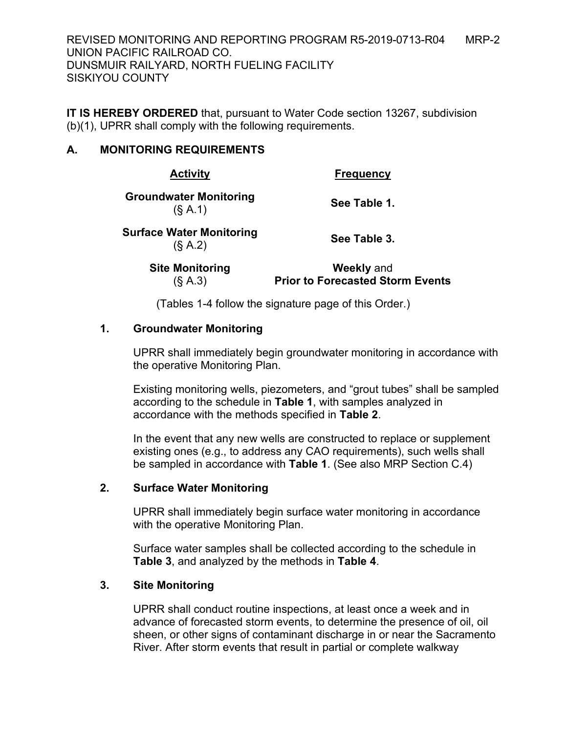**IT IS HEREBY ORDERED** that, pursuant to Water Code section 13267, subdivision (b)(1), UPRR shall comply with the following requirements.

## A. MONITORING REQUIREMENTS

| Activity | Frequency |
|---|---|
| **Groundwater Monitoring** (§ A.1) | **See Table 1.** |
| **Surface Water Monitoring** (§ A.2) | **See Table 3.** |
| **Site Monitoring** (§ A.3) | **Weekly** and **Prior to Forecasted Storm Events** |

(Tables 1-4 follow the signature page of this Order.)

### 1. Groundwater Monitoring

UPRR shall immediately begin groundwater monitoring in accordance with the operative Monitoring Plan.

Existing monitoring wells, piezometers, and "grout tubes" shall be sampled according to the schedule in **Table 1**, with samples analyzed in accordance with the methods specified in **Table 2**.

In the event that any new wells are constructed to replace or supplement existing ones (e.g., to address any CAO requirements), such wells shall be sampled in accordance with **Table 1**. (See also MRP Section C.4)

### 2. Surface Water Monitoring

UPRR shall immediately begin surface water monitoring in accordance with the operative Monitoring Plan.

Surface water samples shall be collected according to the schedule in **Table 3**, and analyzed by the methods in **Table 4**.

### 3. Site Monitoring

UPRR shall conduct routine inspections, at least once a week and in advance of forecasted storm events, to determine the presence of oil, oil sheen, or other signs of contaminant discharge in or near the Sacramento River. After storm events that result in partial or complete walkway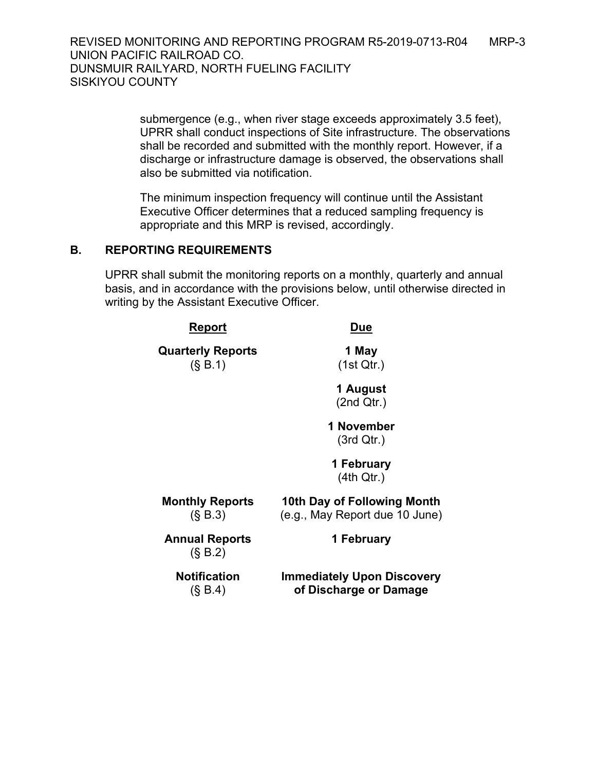submergence (e.g., when river stage exceeds approximately 3.5 feet), UPRR shall conduct inspections of Site infrastructure. The observations shall be recorded and submitted with the monthly report. However, if a discharge or infrastructure damage is observed, the observations shall also be submitted via notification.

The minimum inspection frequency will continue until the Assistant Executive Officer determines that a reduced sampling frequency is appropriate and this MRP is revised, accordingly.

## B. REPORTING REQUIREMENTS

UPRR shall submit the monitoring reports on a monthly, quarterly and annual basis, and in accordance with the provisions below, until otherwise directed in writing by the Assistant Executive Officer.

| Report | Due |
|---|---|
| **Quarterly Reports** (§ B.1) | **1 May** (1st Qtr.) |
| | **1 August** (2nd Qtr.) |
| | **1 November** (3rd Qtr.) |
| | **1 February** (4th Qtr.) |
| **Monthly Reports** (§ B.3) | **10th Day of Following Month** (e.g., May Report due 10 June) |
| **Annual Reports** (§ B.2) | **1 February** |
| **Notification** (§ B.4) | **Immediately Upon Discovery of Discharge or Damage** |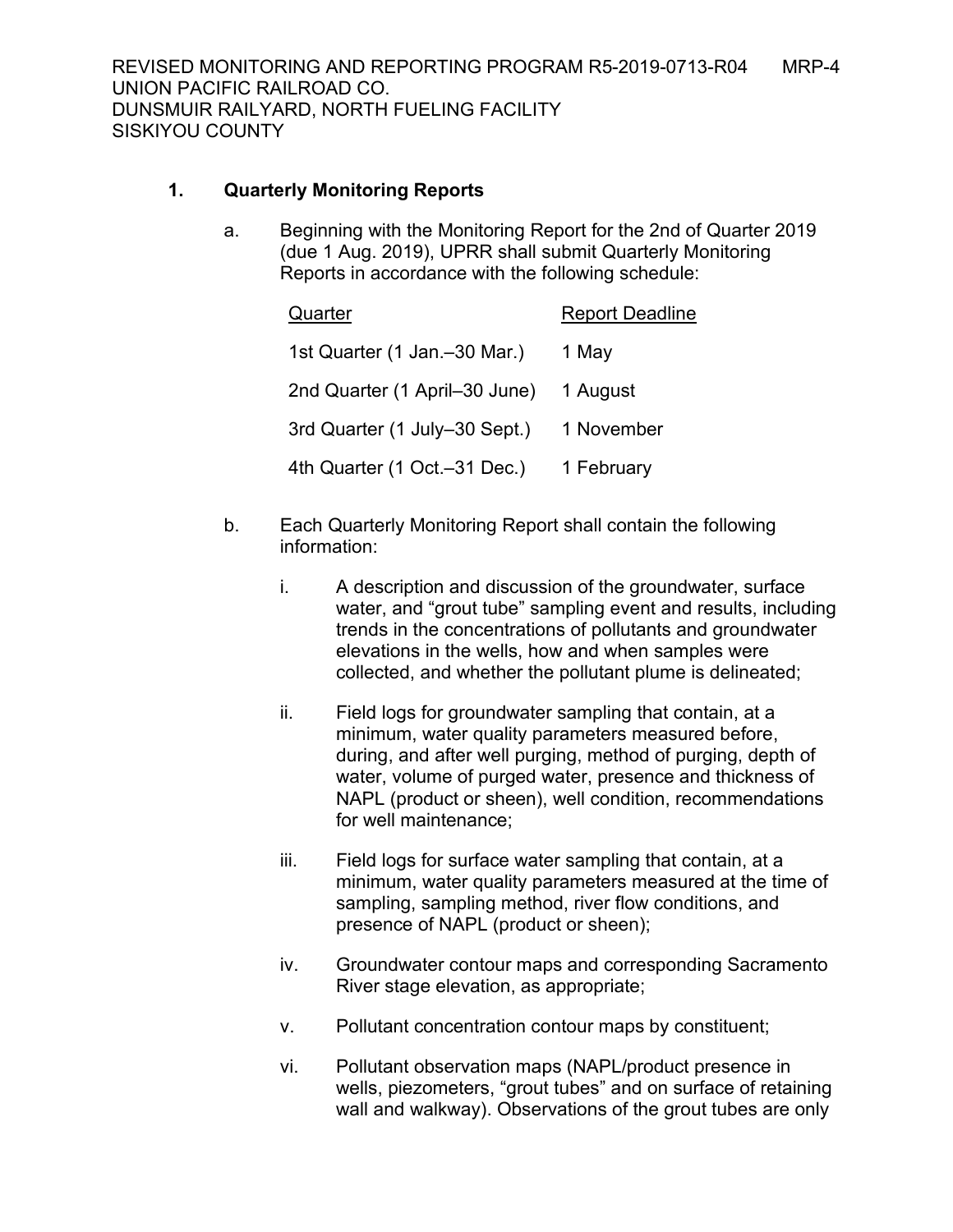## 1. Quarterly Monitoring Reports

a. Beginning with the Monitoring Report for the 2nd of Quarter 2019 (due 1 Aug. 2019), UPRR shall submit Quarterly Monitoring Reports in accordance with the following schedule:

| Quarter | Report Deadline |
| --- | --- |
| 1st Quarter (1 Jan.–30 Mar.) | 1 May |
| 2nd Quarter (1 April–30 June) | 1 August |
| 3rd Quarter (1 July–30 Sept.) | 1 November |
| 4th Quarter (1 Oct.–31 Dec.) | 1 February |

b. Each Quarterly Monitoring Report shall contain the following information:

i. A description and discussion of the groundwater, surface water, and "grout tube" sampling event and results, including trends in the concentrations of pollutants and groundwater elevations in the wells, how and when samples were collected, and whether the pollutant plume is delineated;

ii. Field logs for groundwater sampling that contain, at a minimum, water quality parameters measured before, during, and after well purging, method of purging, depth of water, volume of purged water, presence and thickness of NAPL (product or sheen), well condition, recommendations for well maintenance;

iii. Field logs for surface water sampling that contain, at a minimum, water quality parameters measured at the time of sampling, sampling method, river flow conditions, and presence of NAPL (product or sheen);

iv. Groundwater contour maps and corresponding Sacramento River stage elevation, as appropriate;

v. Pollutant concentration contour maps by constituent;

vi. Pollutant observation maps (NAPL/product presence in wells, piezometers, "grout tubes" and on surface of retaining wall and walkway). Observations of the grout tubes are only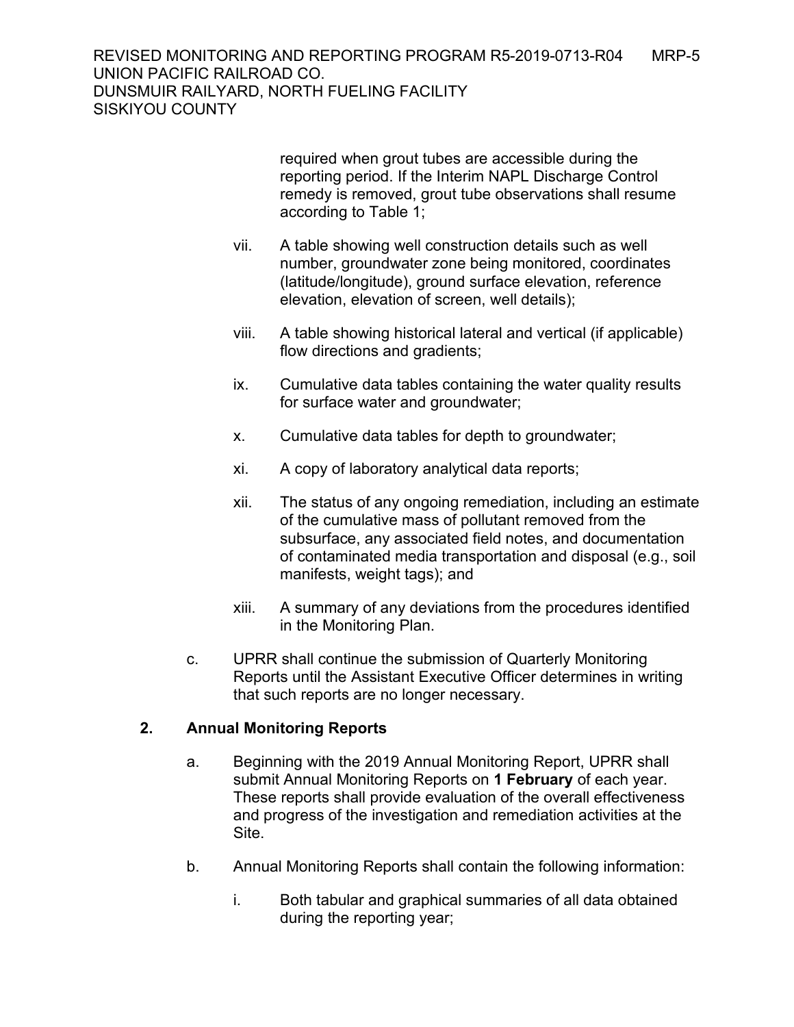required when grout tubes are accessible during the reporting period. If the Interim NAPL Discharge Control remedy is removed, grout tube observations shall resume according to Table 1;

vii. A table showing well construction details such as well number, groundwater zone being monitored, coordinates (latitude/longitude), ground surface elevation, reference elevation, elevation of screen, well details);

viii. A table showing historical lateral and vertical (if applicable) flow directions and gradients;

ix. Cumulative data tables containing the water quality results for surface water and groundwater;

x. Cumulative data tables for depth to groundwater;

xi. A copy of laboratory analytical data reports;

xii. The status of any ongoing remediation, including an estimate of the cumulative mass of pollutant removed from the subsurface, any associated field notes, and documentation of contaminated media transportation and disposal (e.g., soil manifests, weight tags); and

xiii. A summary of any deviations from the procedures identified in the Monitoring Plan.

c. UPRR shall continue the submission of Quarterly Monitoring Reports until the Assistant Executive Officer determines in writing that such reports are no longer necessary.

## 2. Annual Monitoring Reports

a. Beginning with the 2019 Annual Monitoring Report, UPRR shall submit Annual Monitoring Reports on **1 February** of each year. These reports shall provide evaluation of the overall effectiveness and progress of the investigation and remediation activities at the Site.

b. Annual Monitoring Reports shall contain the following information:

i. Both tabular and graphical summaries of all data obtained during the reporting year;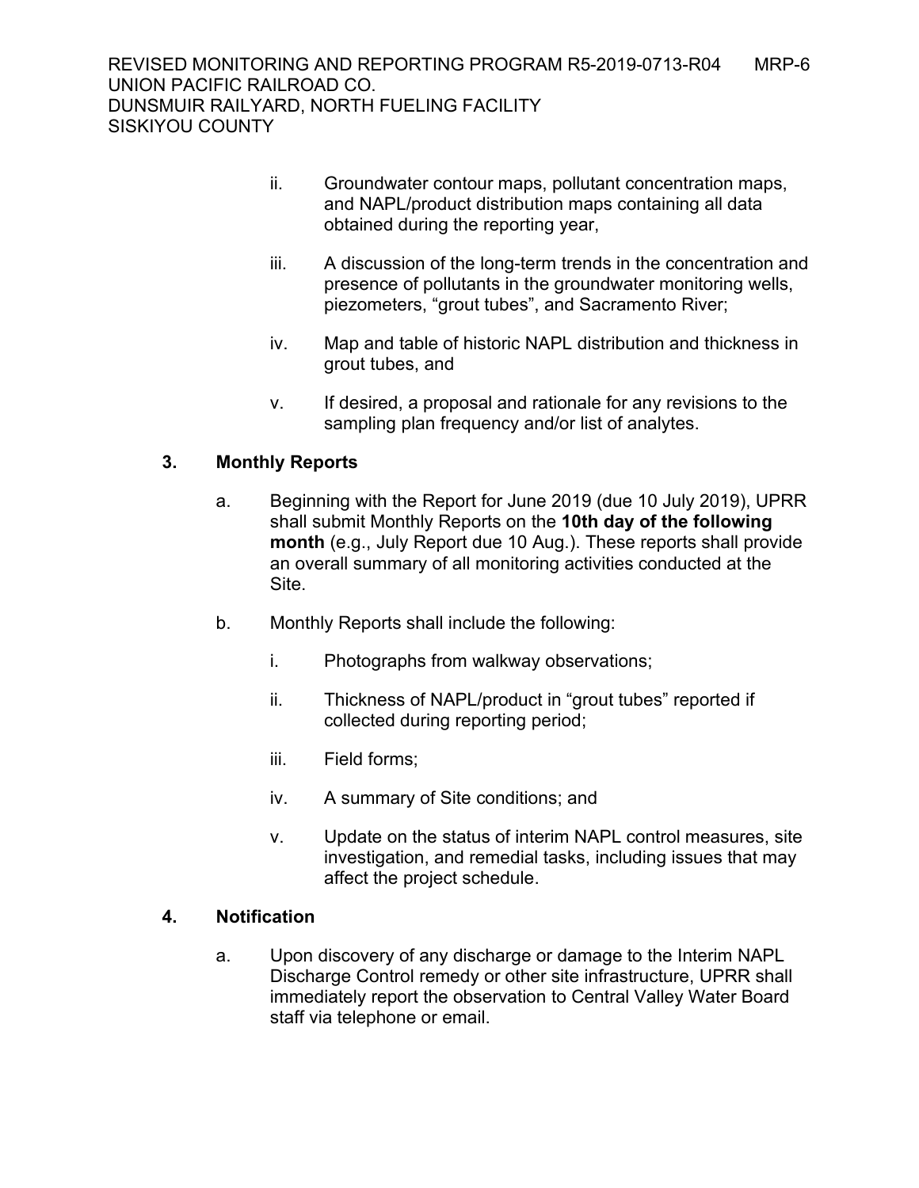ii. Groundwater contour maps, pollutant concentration maps, and NAPL/product distribution maps containing all data obtained during the reporting year,

iii. A discussion of the long-term trends in the concentration and presence of pollutants in the groundwater monitoring wells, piezometers, "grout tubes", and Sacramento River;

iv. Map and table of historic NAPL distribution and thickness in grout tubes, and

v. If desired, a proposal and rationale for any revisions to the sampling plan frequency and/or list of analytes.

### 3. Monthly Reports

a. Beginning with the Report for June 2019 (due 10 July 2019), UPRR shall submit Monthly Reports on the **10th day of the following month** (e.g., July Report due 10 Aug.). These reports shall provide an overall summary of all monitoring activities conducted at the Site.

b. Monthly Reports shall include the following:

i. Photographs from walkway observations;

ii. Thickness of NAPL/product in "grout tubes" reported if collected during reporting period;

iii. Field forms;

iv. A summary of Site conditions; and

v. Update on the status of interim NAPL control measures, site investigation, and remedial tasks, including issues that may affect the project schedule.

### 4. Notification

a. Upon discovery of any discharge or damage to the Interim NAPL Discharge Control remedy or other site infrastructure, UPRR shall immediately report the observation to Central Valley Water Board staff via telephone or email.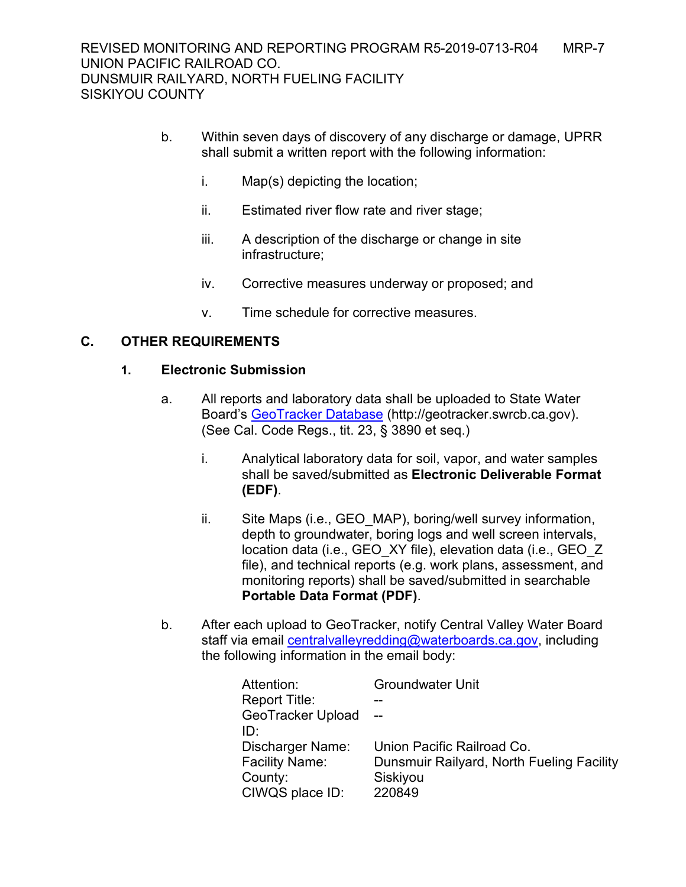b. Within seven days of discovery of any discharge or damage, UPRR shall submit a written report with the following information:

   i. Map(s) depicting the location;

   ii. Estimated river flow rate and river stage;

   iii. A description of the discharge or change in site infrastructure;

   iv. Corrective measures underway or proposed; and

   v. Time schedule for corrective measures.

## C. OTHER REQUIREMENTS

### 1. Electronic Submission

a. All reports and laboratory data shall be uploaded to State Water Board's [GeoTracker Database](http://geotracker.swrcb.ca.gov) (http://geotracker.swrcb.ca.gov). (See Cal. Code Regs., tit. 23, § 3890 et seq.)

   i. Analytical laboratory data for soil, vapor, and water samples shall be saved/submitted as **Electronic Deliverable Format (EDF)**.

   ii. Site Maps (i.e., GEO_MAP), boring/well survey information, depth to groundwater, boring logs and well screen intervals, location data (i.e., GEO_XY file), elevation data (i.e., GEO_Z file), and technical reports (e.g. work plans, assessment, and monitoring reports) shall be saved/submitted in searchable **Portable Data Format (PDF)**.

b. After each upload to GeoTracker, notify Central Valley Water Board staff via email [centralvalleyredding@waterboards.ca.gov](mailto:centralvalleyredding@waterboards.ca.gov), including the following information in the email body:

| | |
|---|---|
| Attention: | Groundwater Unit |
| Report Title: | -- |
| GeoTracker Upload ID: | -- |
| Discharger Name: | Union Pacific Railroad Co. |
| Facility Name: | Dunsmuir Railyard, North Fueling Facility |
| County: | Siskiyou |
| CIWQS place ID: | 220849 |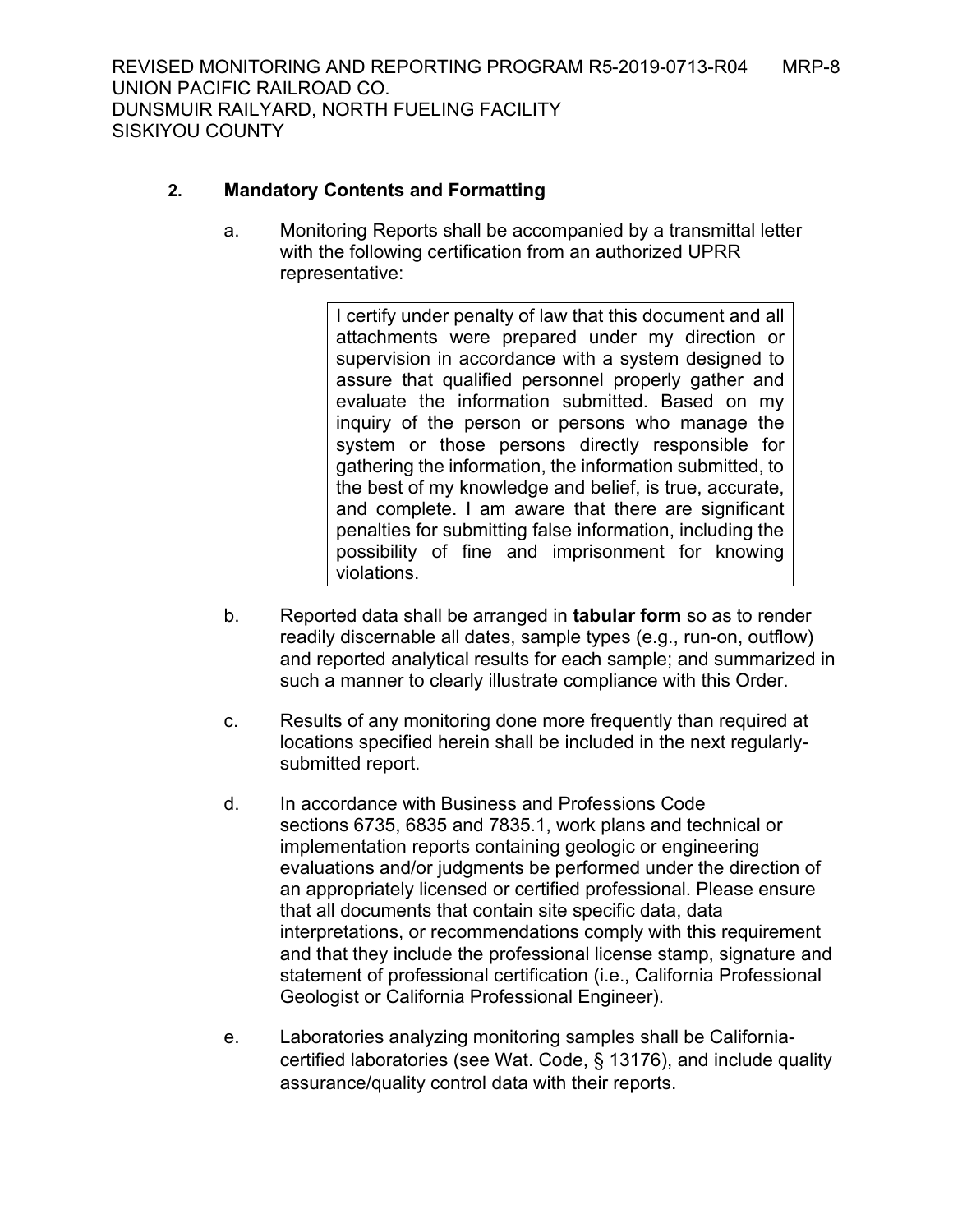### 2. Mandatory Contents and Formatting

a. Monitoring Reports shall be accompanied by a transmittal letter with the following certification from an authorized UPRR representative:

> I certify under penalty of law that this document and all attachments were prepared under my direction or supervision in accordance with a system designed to assure that qualified personnel properly gather and evaluate the information submitted. Based on my inquiry of the person or persons who manage the system or those persons directly responsible for gathering the information, the information submitted, to the best of my knowledge and belief, is true, accurate, and complete. I am aware that there are significant penalties for submitting false information, including the possibility of fine and imprisonment for knowing violations.

b. Reported data shall be arranged in **tabular form** so as to render readily discernable all dates, sample types (e.g., run-on, outflow) and reported analytical results for each sample; and summarized in such a manner to clearly illustrate compliance with this Order.

c. Results of any monitoring done more frequently than required at locations specified herein shall be included in the next regularly-submitted report.

d. In accordance with Business and Professions Code sections 6735, 6835 and 7835.1, work plans and technical or implementation reports containing geologic or engineering evaluations and/or judgments be performed under the direction of an appropriately licensed or certified professional. Please ensure that all documents that contain site specific data, data interpretations, or recommendations comply with this requirement and that they include the professional license stamp, signature and statement of professional certification (i.e., California Professional Geologist or California Professional Engineer).

e. Laboratories analyzing monitoring samples shall be California-certified laboratories (see Wat. Code, § 13176), and include quality assurance/quality control data with their reports.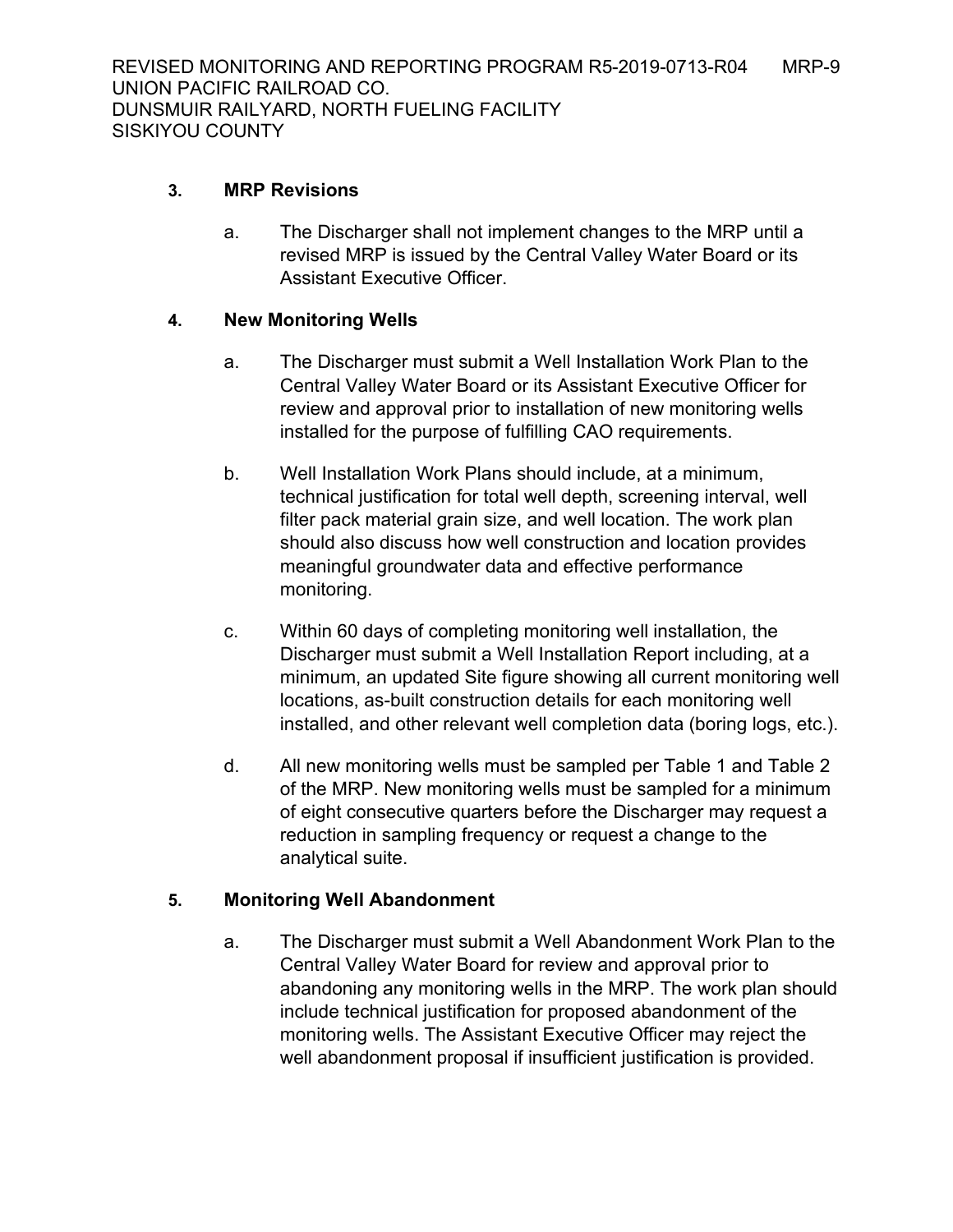### 3. MRP Revisions

a. The Discharger shall not implement changes to the MRP until a revised MRP is issued by the Central Valley Water Board or its Assistant Executive Officer.

### 4. New Monitoring Wells

a. The Discharger must submit a Well Installation Work Plan to the Central Valley Water Board or its Assistant Executive Officer for review and approval prior to installation of new monitoring wells installed for the purpose of fulfilling CAO requirements.

b. Well Installation Work Plans should include, at a minimum, technical justification for total well depth, screening interval, well filter pack material grain size, and well location. The work plan should also discuss how well construction and location provides meaningful groundwater data and effective performance monitoring.

c. Within 60 days of completing monitoring well installation, the Discharger must submit a Well Installation Report including, at a minimum, an updated Site figure showing all current monitoring well locations, as-built construction details for each monitoring well installed, and other relevant well completion data (boring logs, etc.).

d. All new monitoring wells must be sampled per Table 1 and Table 2 of the MRP. New monitoring wells must be sampled for a minimum of eight consecutive quarters before the Discharger may request a reduction in sampling frequency or request a change to the analytical suite.

### 5. Monitoring Well Abandonment

a. The Discharger must submit a Well Abandonment Work Plan to the Central Valley Water Board for review and approval prior to abandoning any monitoring wells in the MRP. The work plan should include technical justification for proposed abandonment of the monitoring wells. The Assistant Executive Officer may reject the well abandonment proposal if insufficient justification is provided.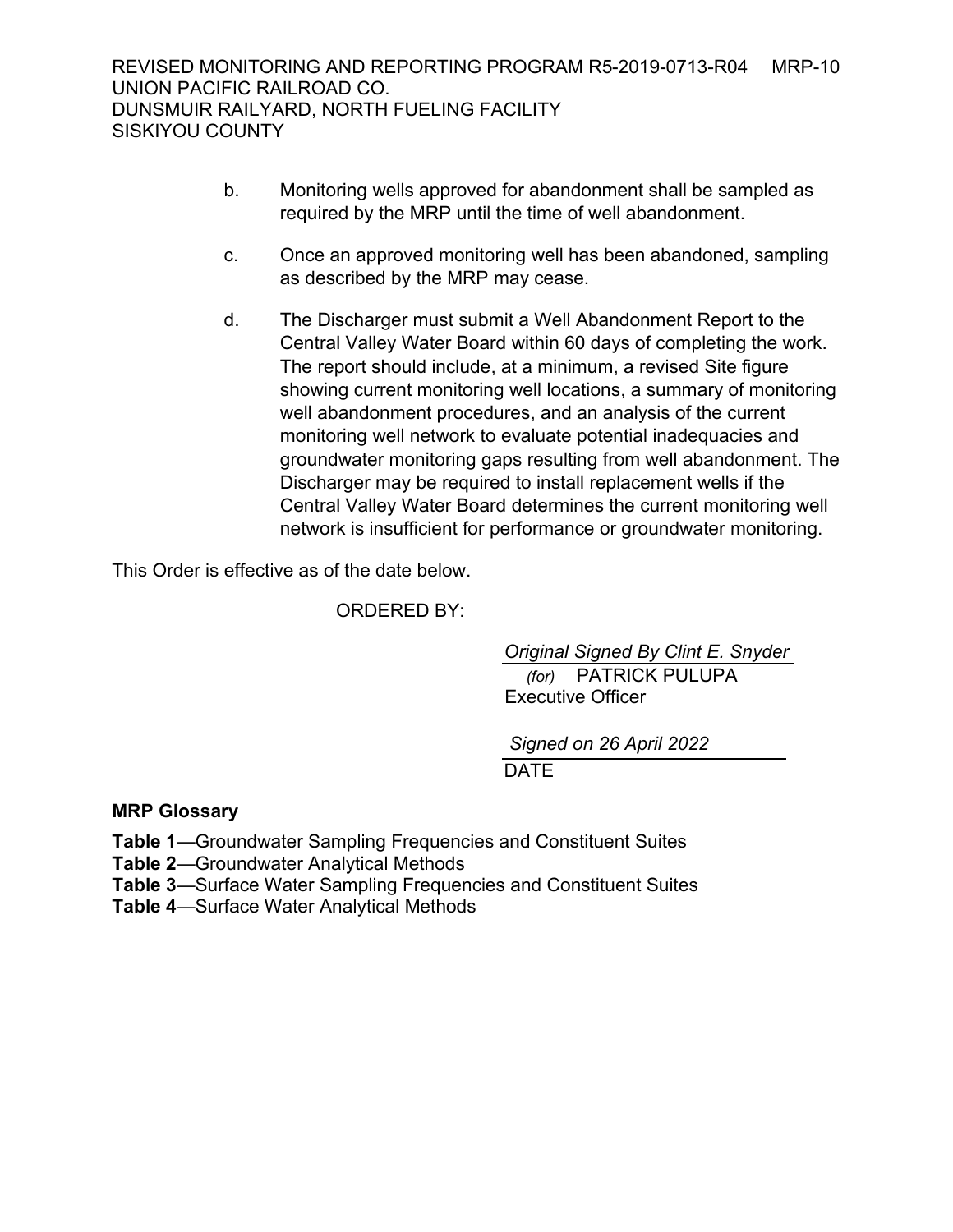b. Monitoring wells approved for abandonment shall be sampled as required by the MRP until the time of well abandonment.

c. Once an approved monitoring well has been abandoned, sampling as described by the MRP may cease.

d. The Discharger must submit a Well Abandonment Report to the Central Valley Water Board within 60 days of completing the work. The report should include, at a minimum, a revised Site figure showing current monitoring well locations, a summary of monitoring well abandonment procedures, and an analysis of the current monitoring well network to evaluate potential inadequacies and groundwater monitoring gaps resulting from well abandonment. The Discharger may be required to install replacement wells if the Central Valley Water Board determines the current monitoring well network is insufficient for performance or groundwater monitoring.

This Order is effective as of the date below.

ORDERED BY:

*Original Signed By Clint E. Snyder*
*(for)* PATRICK PULUPA
Executive Officer

*Signed on 26 April 2022*
DATE

**MRP Glossary**

**Table 1**—Groundwater Sampling Frequencies and Constituent Suites
**Table 2**—Groundwater Analytical Methods
**Table 3**—Surface Water Sampling Frequencies and Constituent Suites
**Table 4**—Surface Water Analytical Methods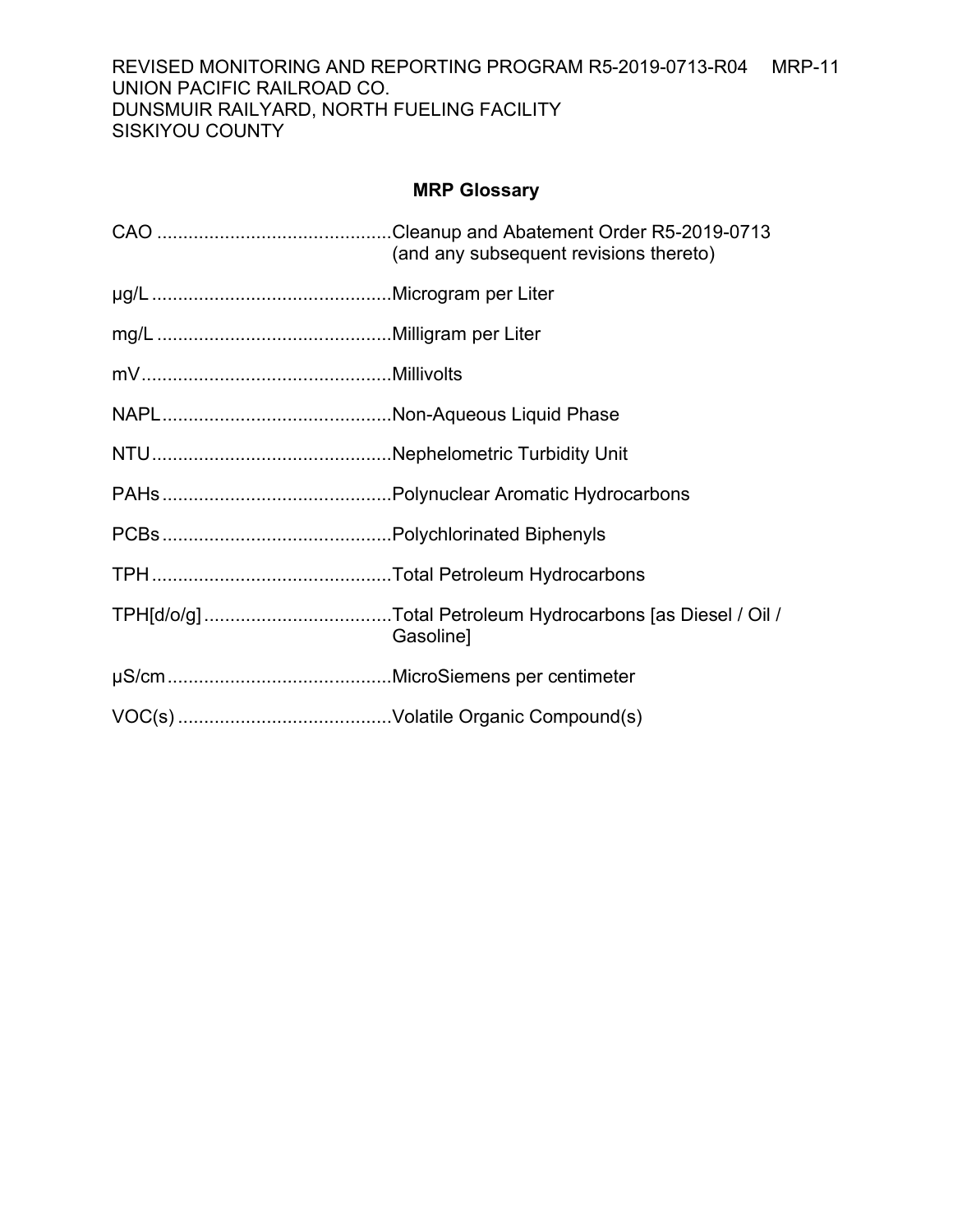## MRP Glossary

CAO ............................................Cleanup and Abatement Order R5-2019-0713 (and any subsequent revisions thereto)

µg/L .............................................Microgram per Liter

mg/L ............................................Milligram per Liter

mV................................................Millivolts

NAPL............................................Non-Aqueous Liquid Phase

NTU..............................................Nephelometric Turbidity Unit

PAHs............................................Polynuclear Aromatic Hydrocarbons

PCBs............................................Polychlorinated Biphenyls

TPH .............................................Total Petroleum Hydrocarbons

TPH[d/o/g] ....................................Total Petroleum Hydrocarbons [as Diesel / Oil / Gasoline]

µS/cm...........................................MicroSiemens per centimeter

VOC(s) .........................................Volatile Organic Compound(s)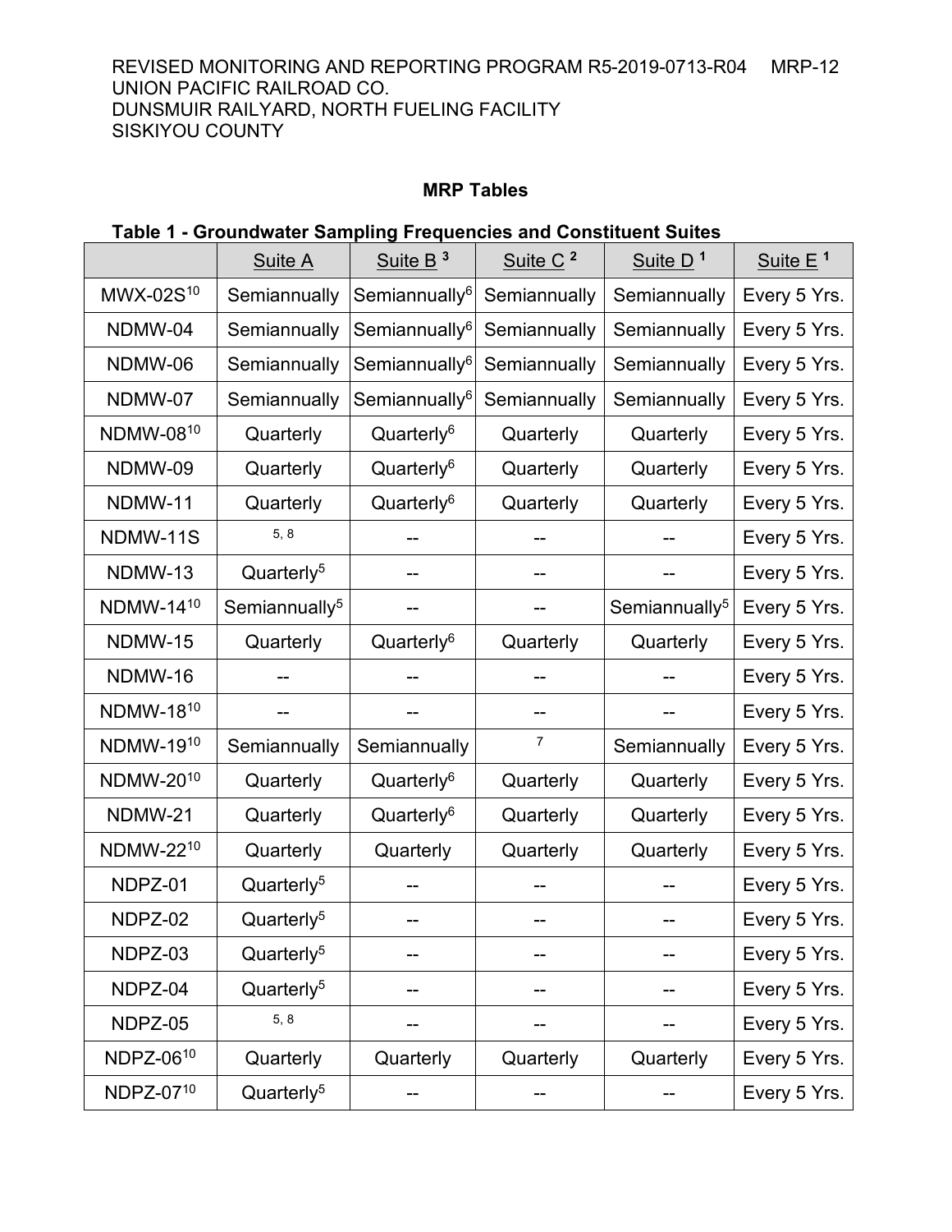## MRP Tables

### Table 1 - Groundwater Sampling Frequencies and Constituent Suites

| | Suite A | Suite B [3] | Suite C [2] | Suite D [1] | Suite E [1] |
|---|---|---|---|---|---|
| MWX-02S[10] | Semiannually | Semiannually[6] | Semiannually | Semiannually | Every 5 Yrs. |
| NDMW-04 | Semiannually | Semiannually[6] | Semiannually | Semiannually | Every 5 Yrs. |
| NDMW-06 | Semiannually | Semiannually[6] | Semiannually | Semiannually | Every 5 Yrs. |
| NDMW-07 | Semiannually | Semiannually[6] | Semiannually | Semiannually | Every 5 Yrs. |
| NDMW-08[10] | Quarterly | Quarterly[6] | Quarterly | Quarterly | Every 5 Yrs. |
| NDMW-09 | Quarterly | Quarterly[6] | Quarterly | Quarterly | Every 5 Yrs. |
| NDMW-11 | Quarterly | Quarterly[6] | Quarterly | Quarterly | Every 5 Yrs. |
| NDMW-11S | [5, 8] | -- | -- | -- | Every 5 Yrs. |
| NDMW-13 | Quarterly[5] | -- | -- | -- | Every 5 Yrs. |
| NDMW-14[10] | Semiannually[5] | -- | -- | Semiannually[5] | Every 5 Yrs. |
| NDMW-15 | Quarterly | Quarterly[6] | Quarterly | Quarterly | Every 5 Yrs. |
| NDMW-16 | -- | -- | -- | -- | Every 5 Yrs. |
| NDMW-18[10] | -- | -- | -- | -- | Every 5 Yrs. |
| NDMW-19[10] | Semiannually | Semiannually | [7] | Semiannually | Every 5 Yrs. |
| NDMW-20[10] | Quarterly | Quarterly[6] | Quarterly | Quarterly | Every 5 Yrs. |
| NDMW-21 | Quarterly | Quarterly[6] | Quarterly | Quarterly | Every 5 Yrs. |
| NDMW-22[10] | Quarterly | Quarterly | Quarterly | Quarterly | Every 5 Yrs. |
| NDPZ-01 | Quarterly[5] | -- | -- | -- | Every 5 Yrs. |
| NDPZ-02 | Quarterly[5] | -- | -- | -- | Every 5 Yrs. |
| NDPZ-03 | Quarterly[5] | -- | -- | -- | Every 5 Yrs. |
| NDPZ-04 | Quarterly[5] | -- | -- | -- | Every 5 Yrs. |
| NDPZ-05 | [5, 8] | -- | -- | -- | Every 5 Yrs. |
| NDPZ-06[10] | Quarterly | Quarterly | Quarterly | Quarterly | Every 5 Yrs. |
| NDPZ-07[10] | Quarterly[5] | -- | -- | -- | Every 5 Yrs. |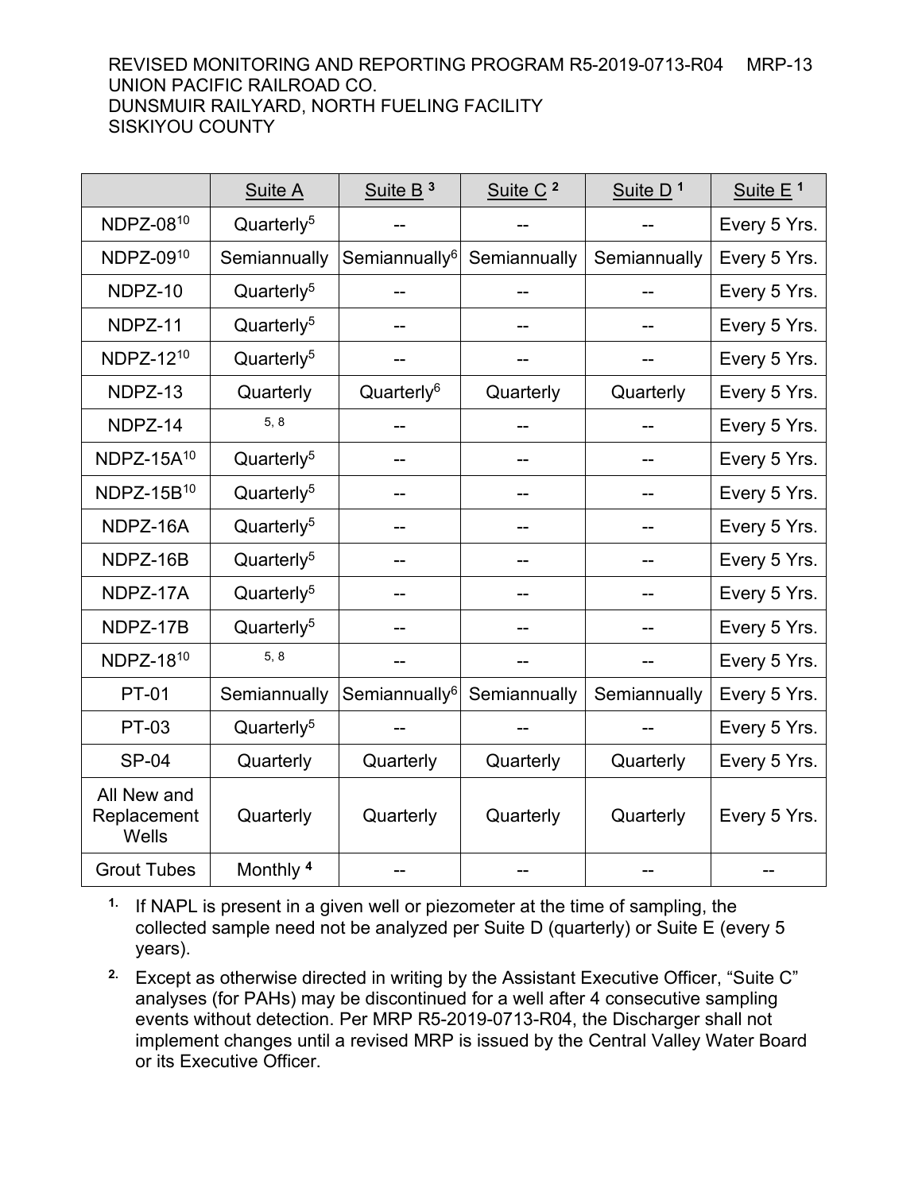| | Suite A | Suite B [3] | Suite C [2] | Suite D [1] | Suite E [1] |
|---|---|---|---|---|---|
| NDPZ-08[10] | Quarterly[5] | -- | -- | -- | Every 5 Yrs. |
| NDPZ-09[10] | Semiannually | Semiannually[6] | Semiannually | Semiannually | Every 5 Yrs. |
| NDPZ-10 | Quarterly[5] | -- | -- | -- | Every 5 Yrs. |
| NDPZ-11 | Quarterly[5] | -- | -- | -- | Every 5 Yrs. |
| NDPZ-12[10] | Quarterly[5] | -- | -- | -- | Every 5 Yrs. |
| NDPZ-13 | Quarterly | Quarterly[6] | Quarterly | Quarterly | Every 5 Yrs. |
| NDPZ-14 | [5, 8] | -- | -- | -- | Every 5 Yrs. |
| NDPZ-15A[10] | Quarterly[5] | -- | -- | -- | Every 5 Yrs. |
| NDPZ-15B[10] | Quarterly[5] | -- | -- | -- | Every 5 Yrs. |
| NDPZ-16A | Quarterly[5] | -- | -- | -- | Every 5 Yrs. |
| NDPZ-16B | Quarterly[5] | -- | -- | -- | Every 5 Yrs. |
| NDPZ-17A | Quarterly[5] | -- | -- | -- | Every 5 Yrs. |
| NDPZ-17B | Quarterly[5] | -- | -- | -- | Every 5 Yrs. |
| NDPZ-18[10] | [5, 8] | -- | -- | -- | Every 5 Yrs. |
| PT-01 | Semiannually | Semiannually[6] | Semiannually | Semiannually | Every 5 Yrs. |
| PT-03 | Quarterly[5] | -- | -- | -- | Every 5 Yrs. |
| SP-04 | Quarterly | Quarterly | Quarterly | Quarterly | Every 5 Yrs. |
| All New and Replacement Wells | Quarterly | Quarterly | Quarterly | Quarterly | Every 5 Yrs. |
| Grout Tubes | Monthly [4] | -- | -- | -- | -- |

1. If NAPL is present in a given well or piezometer at the time of sampling, the collected sample need not be analyzed per Suite D (quarterly) or Suite E (every 5 years).
2. Except as otherwise directed in writing by the Assistant Executive Officer, "Suite C" analyses (for PAHs) may be discontinued for a well after 4 consecutive sampling events without detection. Per MRP R5-2019-0713-R04, the Discharger shall not implement changes until a revised MRP is issued by the Central Valley Water Board or its Executive Officer.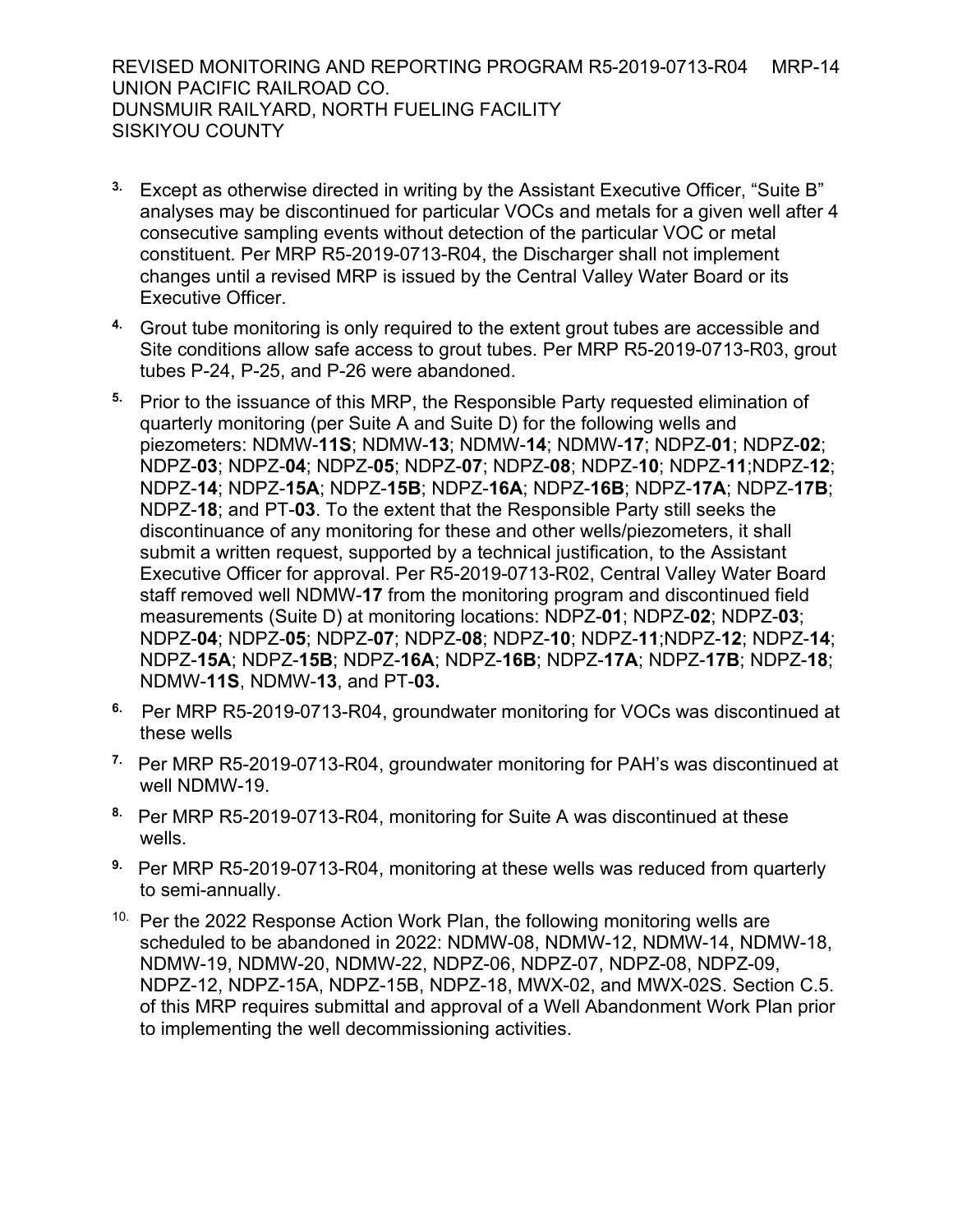3. Except as otherwise directed in writing by the Assistant Executive Officer, "Suite B" analyses may be discontinued for particular VOCs and metals for a given well after 4 consecutive sampling events without detection of the particular VOC or metal constituent. Per MRP R5-2019-0713-R04, the Discharger shall not implement changes until a revised MRP is issued by the Central Valley Water Board or its Executive Officer.

4. Grout tube monitoring is only required to the extent grout tubes are accessible and Site conditions allow safe access to grout tubes. Per MRP R5-2019-0713-R03, grout tubes P-24, P-25, and P-26 were abandoned.

5. Prior to the issuance of this MRP, the Responsible Party requested elimination of quarterly monitoring (per Suite A and Suite D) for the following wells and piezometers: NDMW-**11S**; NDMW-**13**; NDMW-**14**; NDMW-**17**; NDPZ-**01**; NDPZ-**02**; NDPZ-**03**; NDPZ-**04**; NDPZ-**05**; NDPZ-**07**; NDPZ-**08**; NDPZ-**10**; NDPZ-**11**;NDPZ-**12**; NDPZ-**14**; NDPZ-**15A**; NDPZ-**15B**; NDPZ-**16A**; NDPZ-**16B**; NDPZ-**17A**; NDPZ-**17B**; NDPZ-**18**; and PT-**03**. To the extent that the Responsible Party still seeks the discontinuance of any monitoring for these and other wells/piezometers, it shall submit a written request, supported by a technical justification, to the Assistant Executive Officer for approval. Per R5-2019-0713-R02, Central Valley Water Board staff removed well NDMW-**17** from the monitoring program and discontinued field measurements (Suite D) at monitoring locations: NDPZ-**01**; NDPZ-**02**; NDPZ-**03**; NDPZ-**04**; NDPZ-**05**; NDPZ-**07**; NDPZ-**08**; NDPZ-**10**; NDPZ-**11**;NDPZ-**12**; NDPZ-**14**; NDPZ-**15A**; NDPZ-**15B**; NDPZ-**16A**; NDPZ-**16B**; NDPZ-**17A**; NDPZ-**17B**; NDPZ-**18**; NDMW-**11S**, NDMW-**13**, and PT-**03.**

6. Per MRP R5-2019-0713-R04, groundwater monitoring for VOCs was discontinued at these wells

7. Per MRP R5-2019-0713-R04, groundwater monitoring for PAH's was discontinued at well NDMW-19.

8. Per MRP R5-2019-0713-R04, monitoring for Suite A was discontinued at these wells.

9. Per MRP R5-2019-0713-R04, monitoring at these wells was reduced from quarterly to semi-annually.

10. Per the 2022 Response Action Work Plan, the following monitoring wells are scheduled to be abandoned in 2022: NDMW-08, NDMW-12, NDMW-14, NDMW-18, NDMW-19, NDMW-20, NDMW-22, NDPZ-06, NDPZ-07, NDPZ-08, NDPZ-09, NDPZ-12, NDPZ-15A, NDPZ-15B, NDPZ-18, MWX-02, and MWX-02S. Section C.5. of this MRP requires submittal and approval of a Well Abandonment Work Plan prior to implementing the well decommissioning activities.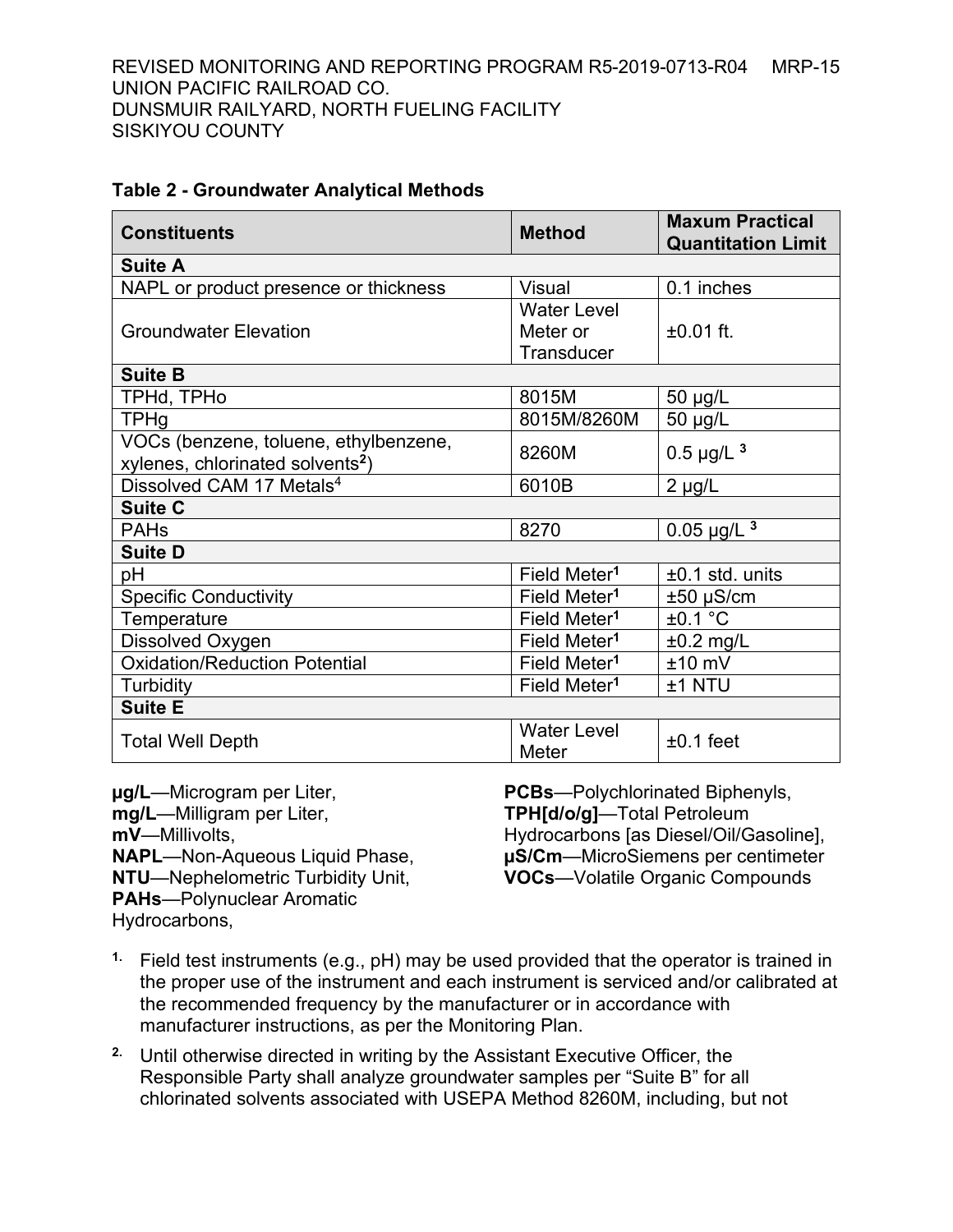**Table 2 - Groundwater Analytical Methods**

| Constituents | Method | Maxum Practical Quantitation Limit |
|---|---|---|
| **Suite A** | | |
| NAPL or product presence or thickness | Visual | 0.1 inches |
| Groundwater Elevation | Water Level Meter or Transducer | ±0.01 ft. |
| **Suite B** | | |
| TPHd, TPHo | 8015M | 50 μg/L |
| TPHg | 8015M/8260M | 50 μg/L |
| VOCs (benzene, toluene, ethylbenzene, xylenes, chlorinated solvents[2]) | 8260M | 0.5 μg/L [3] |
| Dissolved CAM 17 Metals[4] | 6010B | 2 μg/L |
| **Suite C** | | |
| PAHs | 8270 | 0.05 μg/L [3] |
| **Suite D** | | |
| pH | Field Meter[1] | ±0.1 std. units |
| Specific Conductivity | Field Meter[1] | ±50 μS/cm |
| Temperature | Field Meter[1] | ±0.1 °C |
| Dissolved Oxygen | Field Meter[1] | ±0.2 mg/L |
| Oxidation/Reduction Potential | Field Meter[1] | ±10 mV |
| Turbidity | Field Meter[1] | ±1 NTU |
| **Suite E** | | |
| Total Well Depth | Water Level Meter | ±0.1 feet |

**μg/L**—Microgram per Liter,
**mg/L**—Milligram per Liter,
**mV**—Millivolts,
**NAPL**—Non-Aqueous Liquid Phase,
**NTU**—Nephelometric Turbidity Unit,
**PAHs**—Polynuclear Aromatic Hydrocarbons,
**PCBs**—Polychlorinated Biphenyls,
**TPH[d/o/g]**—Total Petroleum Hydrocarbons [as Diesel/Oil/Gasoline],
**μS/Cm**—MicroSiemens per centimeter
**VOCs**—Volatile Organic Compounds

1. Field test instruments (e.g., pH) may be used provided that the operator is trained in the proper use of the instrument and each instrument is serviced and/or calibrated at the recommended frequency by the manufacturer or in accordance with manufacturer instructions, as per the Monitoring Plan.
2. Until otherwise directed in writing by the Assistant Executive Officer, the Responsible Party shall analyze groundwater samples per "Suite B" for all chlorinated solvents associated with USEPA Method 8260M, including, but not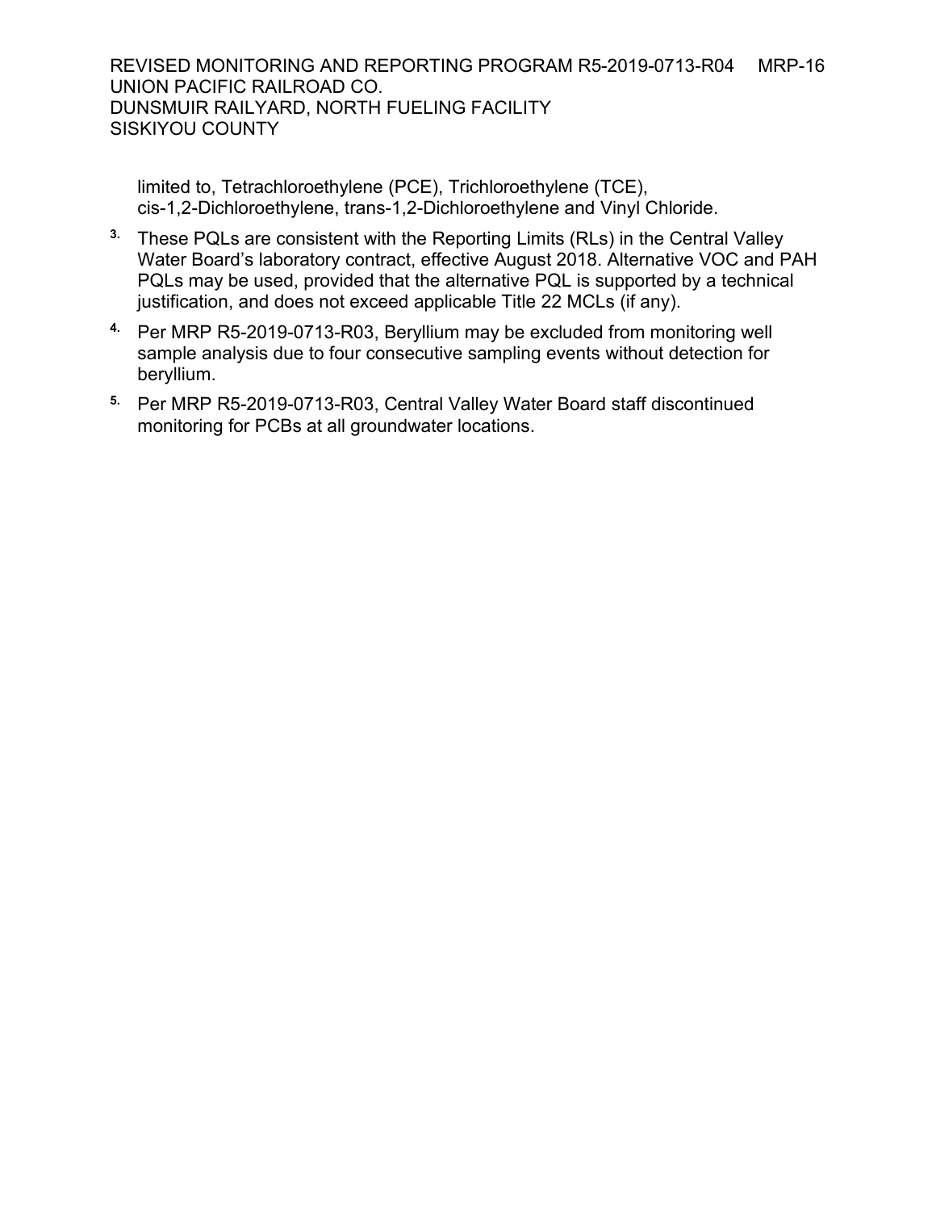limited to, Tetrachloroethylene (PCE), Trichloroethylene (TCE), cis-1,2-Dichloroethylene, trans-1,2-Dichloroethylene and Vinyl Chloride.

3. These PQLs are consistent with the Reporting Limits (RLs) in the Central Valley Water Board's laboratory contract, effective August 2018. Alternative VOC and PAH PQLs may be used, provided that the alternative PQL is supported by a technical justification, and does not exceed applicable Title 22 MCLs (if any).

4. Per MRP R5-2019-0713-R03, Beryllium may be excluded from monitoring well sample analysis due to four consecutive sampling events without detection for beryllium.

5. Per MRP R5-2019-0713-R03, Central Valley Water Board staff discontinued monitoring for PCBs at all groundwater locations.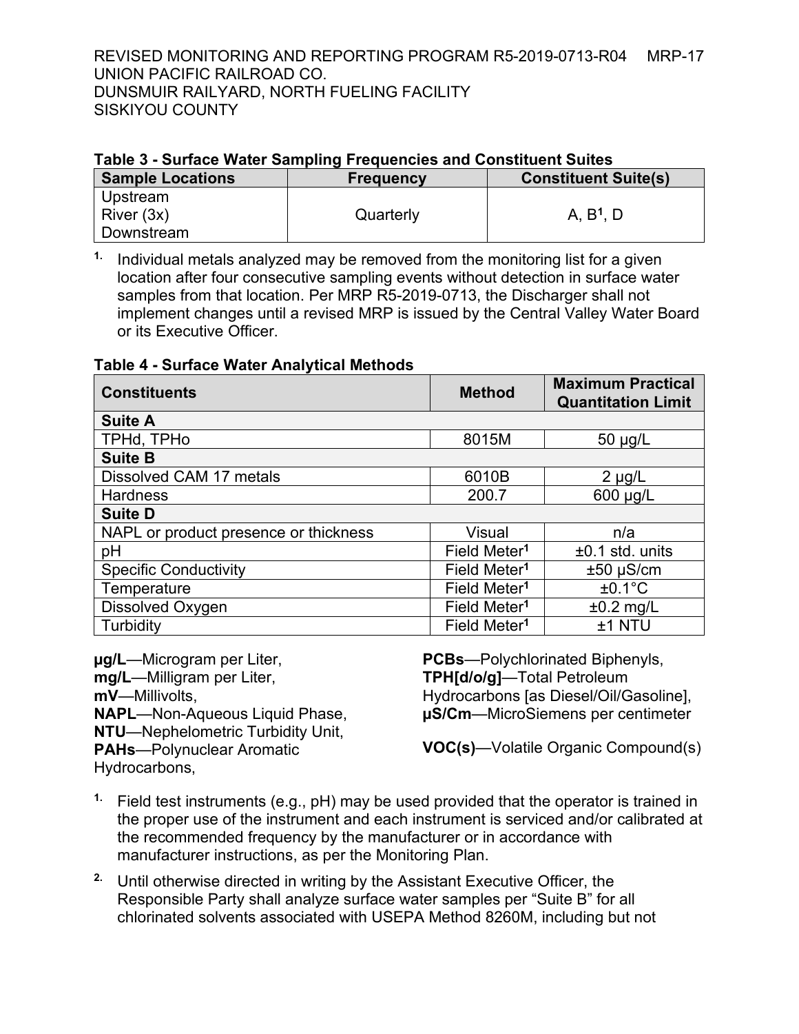**Table 3 - Surface Water Sampling Frequencies and Constituent Suites**

| Sample Locations | Frequency | Constituent Suite(s) |
|---|---|---|
| Upstream<br>River (3x)<br>Downstream | Quarterly | A, B[1], D |

1. Individual metals analyzed may be removed from the monitoring list for a given location after four consecutive sampling events without detection in surface water samples from that location. Per MRP R5-2019-0713, the Discharger shall not implement changes until a revised MRP is issued by the Central Valley Water Board or its Executive Officer.

**Table 4 - Surface Water Analytical Methods**

| Constituents | Method | Maximum Practical Quantitation Limit |
|---|---|---|
| **Suite A** | | |
| TPHd, TPHo | 8015M | 50 µg/L |
| **Suite B** | | |
| Dissolved CAM 17 metals | 6010B | 2 µg/L |
| Hardness | 200.7 | 600 µg/L |
| **Suite D** | | |
| NAPL or product presence or thickness | Visual | n/a |
| pH | Field Meter[1] | ±0.1 std. units |
| Specific Conductivity | Field Meter[1] | ±50 µS/cm |
| Temperature | Field Meter[1] | ±0.1°C |
| Dissolved Oxygen | Field Meter[1] | ±0.2 mg/L |
| Turbidity | Field Meter[1] | ±1 NTU |

**µg/L**—Microgram per Liter,
**mg/L**—Milligram per Liter,
**mV**—Millivolts,
**NAPL**—Non-Aqueous Liquid Phase,
**NTU**—Nephelometric Turbidity Unit,
**PAHs**—Polynuclear Aromatic Hydrocarbons,
**PCBs**—Polychlorinated Biphenyls,
**TPH[d/o/g]**—Total Petroleum Hydrocarbons [as Diesel/Oil/Gasoline],
**µS/Cm**—MicroSiemens per centimeter
**VOC(s)**—Volatile Organic Compound(s)

1. Field test instruments (e.g., pH) may be used provided that the operator is trained in the proper use of the instrument and each instrument is serviced and/or calibrated at the recommended frequency by the manufacturer or in accordance with manufacturer instructions, as per the Monitoring Plan.

2. Until otherwise directed in writing by the Assistant Executive Officer, the Responsible Party shall analyze surface water samples per "Suite B" for all chlorinated solvents associated with USEPA Method 8260M, including but not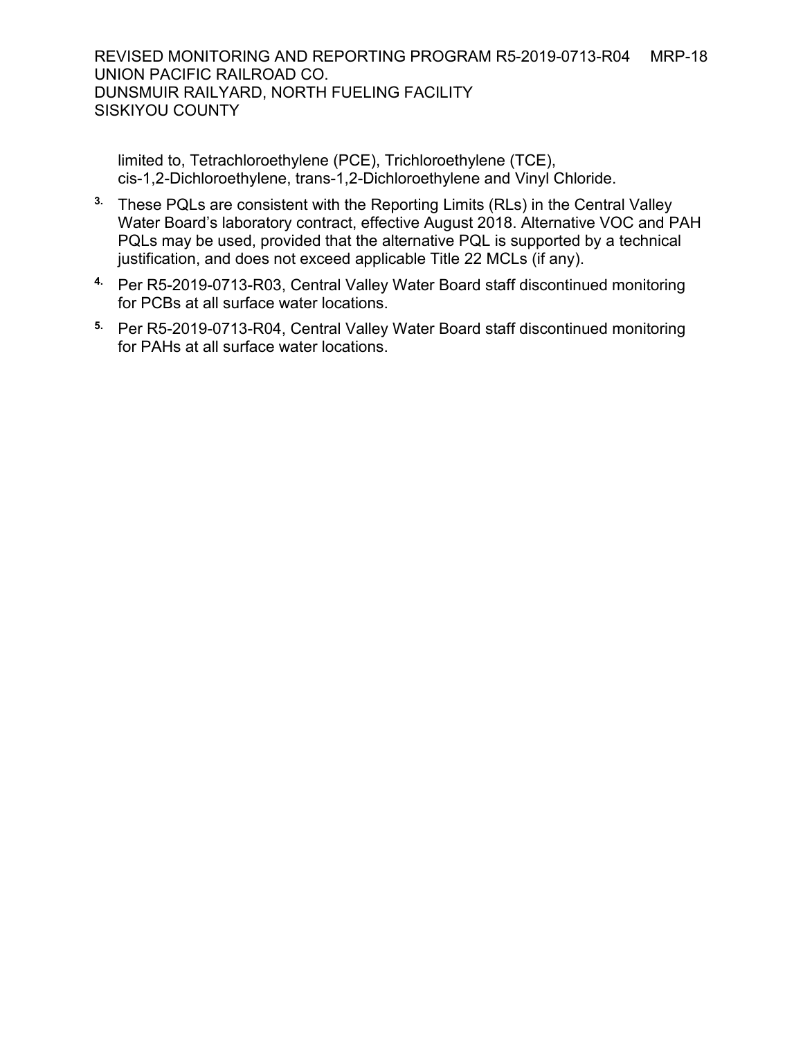limited to, Tetrachloroethylene (PCE), Trichloroethylene (TCE), cis-1,2-Dichloroethylene, trans-1,2-Dichloroethylene and Vinyl Chloride.

[3] These PQLs are consistent with the Reporting Limits (RLs) in the Central Valley Water Board's laboratory contract, effective August 2018. Alternative VOC and PAH PQLs may be used, provided that the alternative PQL is supported by a technical justification, and does not exceed applicable Title 22 MCLs (if any).

[4] Per R5-2019-0713-R03, Central Valley Water Board staff discontinued monitoring for PCBs at all surface water locations.

[5] Per R5-2019-0713-R04, Central Valley Water Board staff discontinued monitoring for PAHs at all surface water locations.